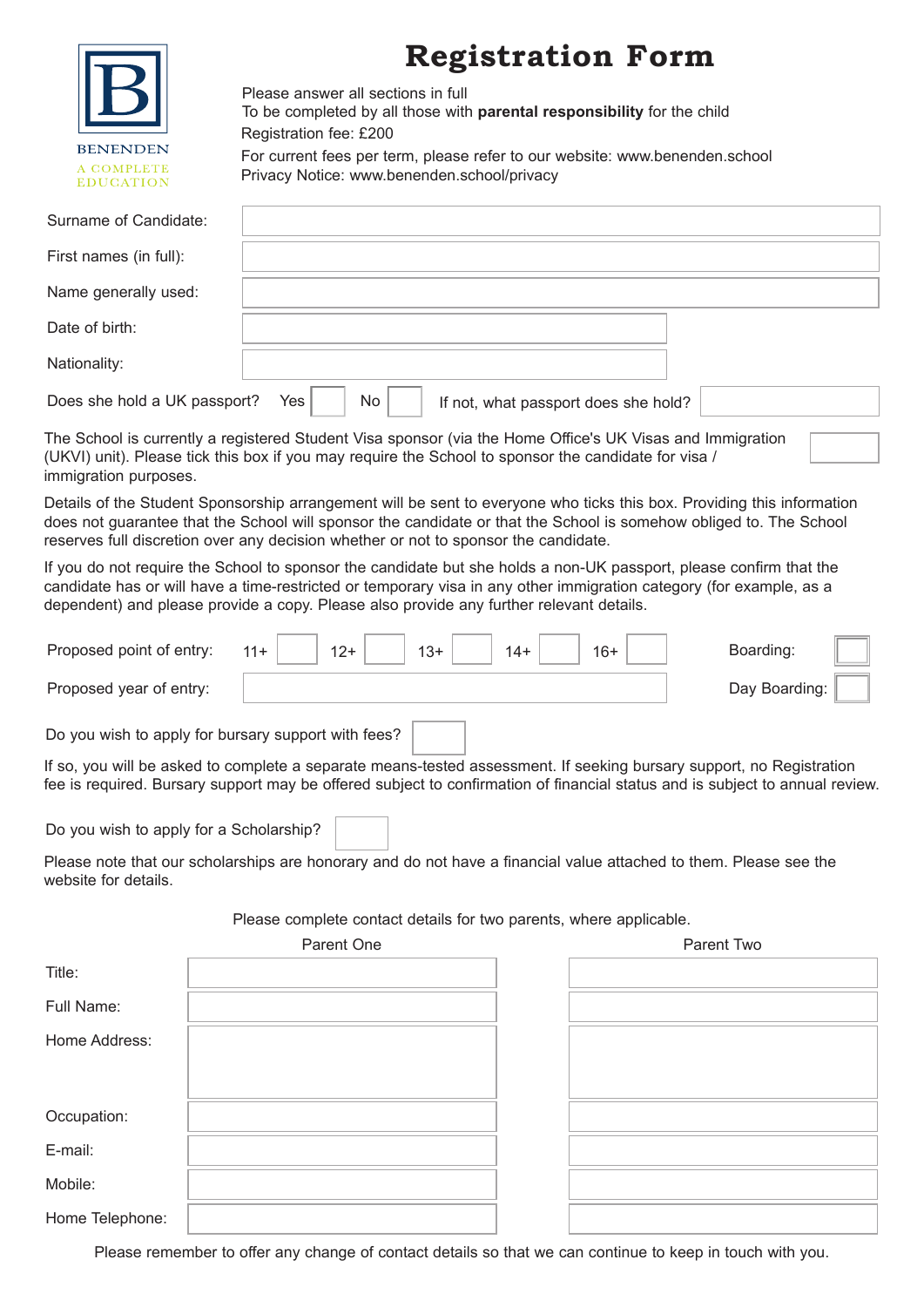BENENDEN

A COMPLETE EDUCATION

# Registration Form

Please answer all sections in full
To be completed by all those with **parental responsibility** for the child
Registration fee: £200
For current fees per term, please refer to our website: www.benenden.school
Privacy Notice: www.benenden.school/privacy

Surname of Candidate:

First names (in full):

Name generally used:

Date of birth:

Nationality:

Does she hold a UK passport? Yes ☐ No ☐ If not, what passport does she hold?

The School is currently a registered Student Visa sponsor (via the Home Office's UK Visas and Immigration (UKVI) unit). Please tick this box if you may require the School to sponsor the candidate for visa / immigration purposes. ☐

Details of the Student Sponsorship arrangement will be sent to everyone who ticks this box. Providing this information does not guarantee that the School will sponsor the candidate or that the School is somehow obliged to. The School reserves full discretion over any decision whether or not to sponsor the candidate.

If you do not require the School to sponsor the candidate but she holds a non-UK passport, please confirm that the candidate has or will have a time-restricted or temporary visa in any other immigration category (for example, as a dependent) and please provide a copy. Please also provide any further relevant details.

Proposed point of entry: 11+ ☐ 12+ ☐ 13+ ☐ 14+ ☐ 16+ ☐ Boarding: ☐

Proposed year of entry: Day Boarding: ☐

Do you wish to apply for bursary support with fees? ☐

If so, you will be asked to complete a separate means-tested assessment. If seeking bursary support, no Registration fee is required. Bursary support may be offered subject to confirmation of financial status and is subject to annual review.

Do you wish to apply for a Scholarship? ☐

Please note that our scholarships are honorary and do not have a financial value attached to them. Please see the website for details.

Please complete contact details for two parents, where applicable.

| | Parent One | Parent Two |
|---|---|---|
| Title: | | |
| Full Name: | | |
| Home Address: | | |
| Occupation: | | |
| E-mail: | | |
| Mobile: | | |
| Home Telephone: | | |

Please remember to offer any change of contact details so that we can continue to keep in touch with you.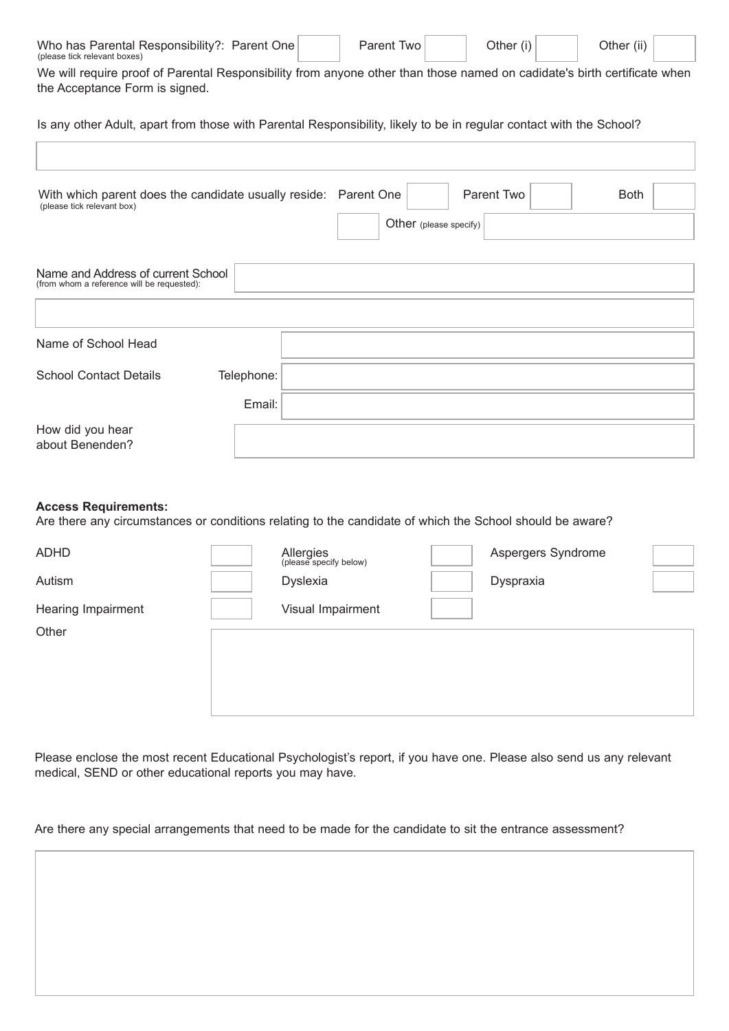Who has Parental Responsibility?: Parent One ☐ Parent Two ☐ Other (i) ☐ Other (ii) ☐
(please tick relevant boxes)

We will require proof of Parental Responsibility from anyone other than those named on cadidate's birth certificate when the Acceptance Form is signed.

Is any other Adult, apart from those with Parental Responsibility, likely to be in regular contact with the School?

With which parent does the candidate usually reside: Parent One ☐ Parent Two ☐ Both ☐
(please tick relevant box)

☐ Other (please specify)

Name and Address of current School
(from whom a reference will be requested):

Name of School Head

School Contact Details Telephone:

Email:

How did you hear about Benenden?

**Access Requirements:**

Are there any circumstances or conditions relating to the candidate of which the School should be aware?

| | | | | | |
|---|---|---|---|---|---|
| ADHD | ☐ | Allergies (please specify below) | ☐ | Aspergers Syndrome | ☐ |
| Autism | ☐ | Dyslexia | ☐ | Dyspraxia | ☐ |
| Hearing Impairment | ☐ | Visual Impairment | ☐ | | |

Other

Please enclose the most recent Educational Psychologist's report, if you have one. Please also send us any relevant medical, SEND or other educational reports you may have.

Are there any special arrangements that need to be made for the candidate to sit the entrance assessment?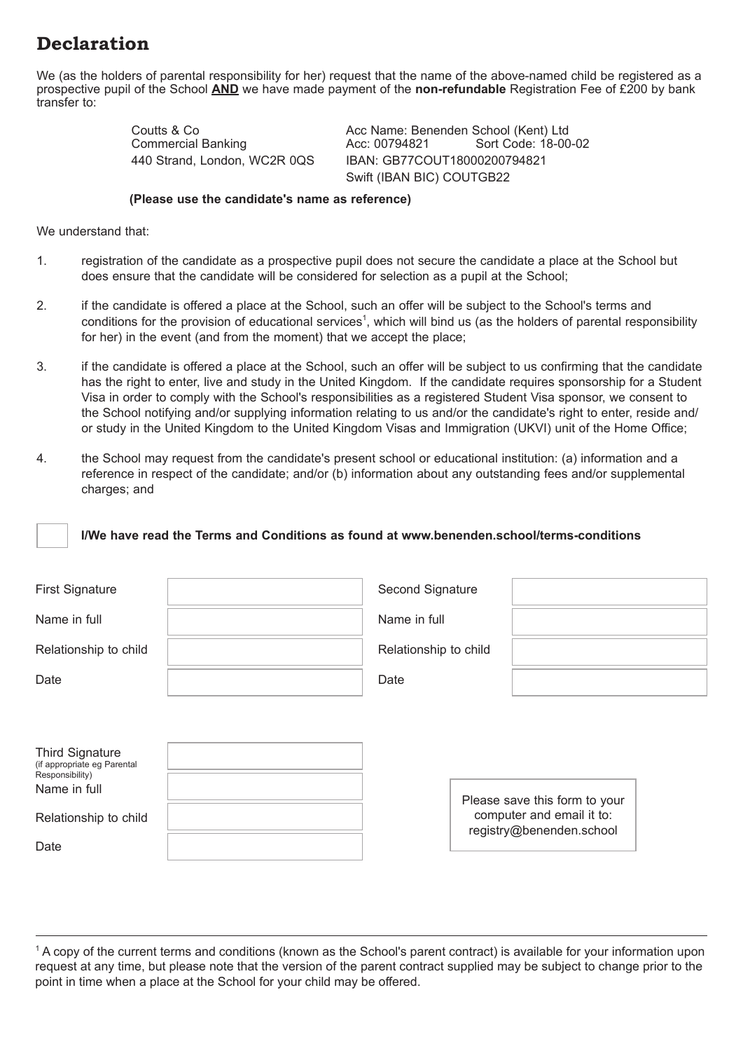# Declaration

We (as the holders of parental responsibility for her) request that the name of the above-named child be registered as a prospective pupil of the School **AND** we have made payment of the **non-refundable** Registration Fee of £200 by bank transfer to:

| | |
|---|---|
| Coutts & Co | Acc Name: Benenden School (Kent) Ltd |
| Commercial Banking | Acc: 00794821 Sort Code: 18-00-02 |
| 440 Strand, London, WC2R 0QS | IBAN: GB77COUT18000200794821 |
| | Swift (IBAN BIC) COUTGB22 |

**(Please use the candidate's name as reference)**

We understand that:

1. registration of the candidate as a prospective pupil does not secure the candidate a place at the School but does ensure that the candidate will be considered for selection as a pupil at the School;

2. if the candidate is offered a place at the School, such an offer will be subject to the School's terms and conditions for the provision of educational services[1], which will bind us (as the holders of parental responsibility for her) in the event (and from the moment) that we accept the place;

3. if the candidate is offered a place at the School, such an offer will be subject to us confirming that the candidate has the right to enter, live and study in the United Kingdom. If the candidate requires sponsorship for a Student Visa in order to comply with the School's responsibilities as a registered Student Visa sponsor, we consent to the School notifying and/or supplying information relating to us and/or the candidate's right to enter, reside and/or study in the United Kingdom to the United Kingdom Visas and Immigration (UKVI) unit of the Home Office;

4. the School may request from the candidate's present school or educational institution: (a) information and a reference in respect of the candidate; and/or (b) information about any outstanding fees and/or supplemental charges; and

☐ **I/We have read the Terms and Conditions as found at www.benenden.school/terms-conditions**

| | | | |
|---|---|---|---|
| First Signature | | Second Signature | |
| Name in full | | Name in full | |
| Relationship to child | | Relationship to child | |
| Date | | Date | |

| | |
|---|---|
| Third Signature (if appropriate eg Parental Responsibility) | |
| Name in full | |
| Relationship to child | |
| Date | |

Please save this form to your computer and email it to: registry@benenden.school

---

[1] A copy of the current terms and conditions (known as the School's parent contract) is available for your information upon request at any time, but please note that the version of the parent contract supplied may be subject to change prior to the point in time when a place at the School for your child may be offered.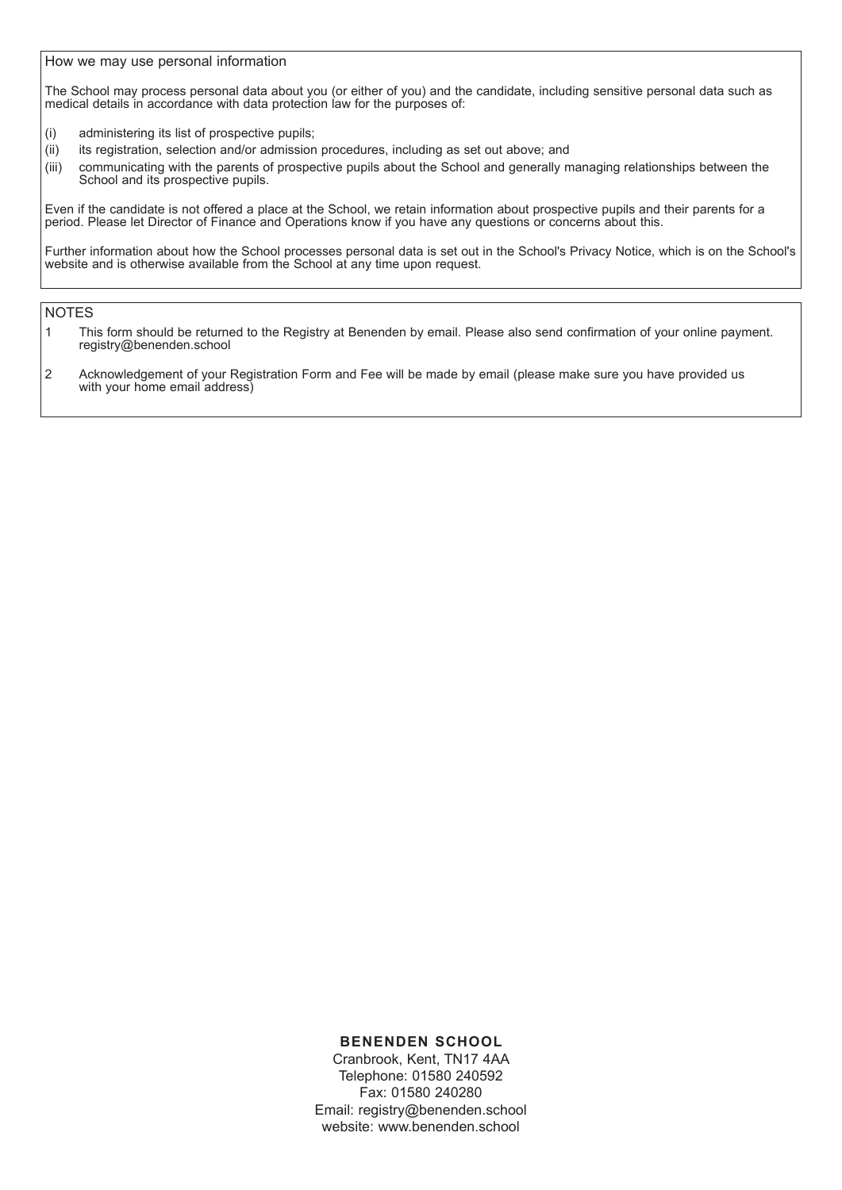## How we may use personal information

The School may process personal data about you (or either of you) and the candidate, including sensitive personal data such as medical details in accordance with data protection law for the purposes of:

(i) administering its list of prospective pupils;
(ii) its registration, selection and/or admission procedures, including as set out above; and
(iii) communicating with the parents of prospective pupils about the School and generally managing relationships between the School and its prospective pupils.

Even if the candidate is not offered a place at the School, we retain information about prospective pupils and their parents for a period. Please let Director of Finance and Operations know if you have any questions or concerns about this.

Further information about how the School processes personal data is set out in the School's Privacy Notice, which is on the School's website and is otherwise available from the School at any time upon request.

## NOTES

1. This form should be returned to the Registry at Benenden by email. Please also send confirmation of your online payment. registry@benenden.school
2. Acknowledgement of your Registration Form and Fee will be made by email (please make sure you have provided us with your home email address)

**BENENDEN SCHOOL**
Cranbrook, Kent, TN17 4AA
Telephone: 01580 240592
Fax: 01580 240280
Email: registry@benenden.school
website: www.benenden.school